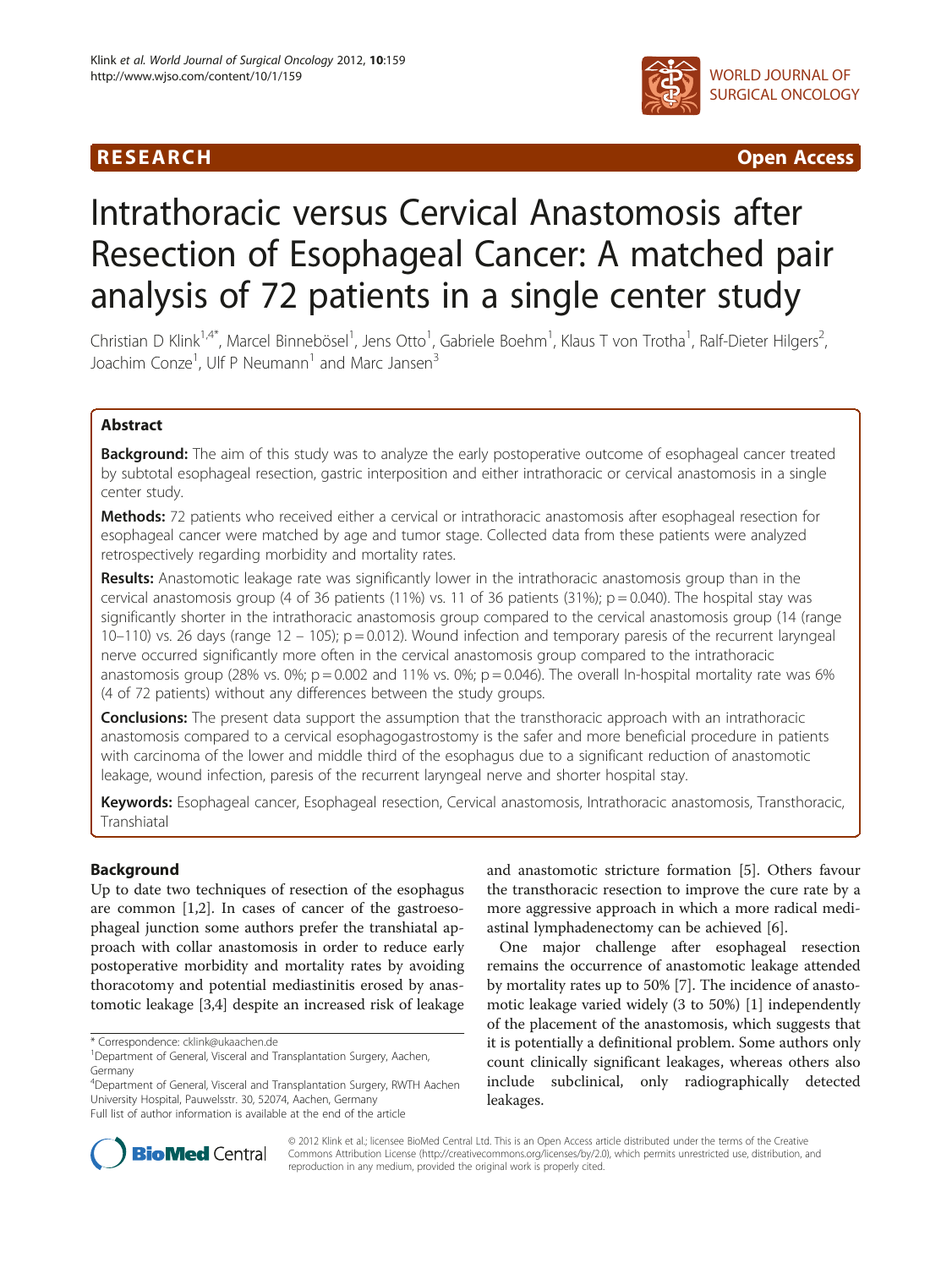**RESEARCH** **Open Access**

# Intrathoracic versus Cervical Anastomosis after Resection of Esophageal Cancer: A matched pair analysis of 72 patients in a single center study

Christian D Klink[1,4*], Marcel Binnebösel[1], Jens Otto[1], Gabriele Boehm[1], Klaus T von Trotha[1], Ralf-Dieter Hilgers[2], Joachim Conze[1], Ulf P Neumann[1] and Marc Jansen[3]

## Abstract

**Background:** The aim of this study was to analyze the early postoperative outcome of esophageal cancer treated by subtotal esophageal resection, gastric interposition and either intrathoracic or cervical anastomosis in a single center study.

**Methods:** 72 patients who received either a cervical or intrathoracic anastomosis after esophageal resection for esophageal cancer were matched by age and tumor stage. Collected data from these patients were analyzed retrospectively regarding morbidity and mortality rates.

**Results:** Anastomotic leakage rate was significantly lower in the intrathoracic anastomosis group than in the cervical anastomosis group (4 of 36 patients (11%) vs. 11 of 36 patients (31%); $p = 0.040$). The hospital stay was significantly shorter in the intrathoracic anastomosis group compared to the cervical anastomosis group (14 (range 10–110) vs. 26 days (range 12 – 105); $p = 0.012$). Wound infection and temporary paresis of the recurrent laryngeal nerve occurred significantly more often in the cervical anastomosis group compared to the intrathoracic anastomosis group (28% vs. 0%; $p = 0.002$ and 11% vs. 0%; $p = 0.046$). The overall In-hospital mortality rate was 6% (4 of 72 patients) without any differences between the study groups.

**Conclusions:** The present data support the assumption that the transthoracic approach with an intrathoracic anastomosis compared to a cervical esophagogastrostomy is the safer and more beneficial procedure in patients with carcinoma of the lower and middle third of the esophagus due to a significant reduction of anastomotic leakage, wound infection, paresis of the recurrent laryngeal nerve and shorter hospital stay.

**Keywords:** Esophageal cancer, Esophageal resection, Cervical anastomosis, Intrathoracic anastomosis, Transthoracic, Transhiatal

## Background

Up to date two techniques of resection of the esophagus are common [1,2]. In cases of cancer of the gastroesophageal junction some authors prefer the transhiatal approach with collar anastomosis in order to reduce early postoperative morbidity and mortality rates by avoiding thoracotomy and potential mediastinitis erosed by anastomotic leakage [3,4] despite an increased risk of leakage and anastomotic stricture formation [5]. Others favour the transthoracic resection to improve the cure rate by a more aggressive approach in which a more radical mediastinal lymphadenectomy can be achieved [6].

One major challenge after esophageal resection remains the occurrence of anastomotic leakage attended by mortality rates up to 50% [7]. The incidence of anastomotic leakage varied widely (3 to 50%) [1] independently of the placement of the anastomosis, which suggests that it is potentially a definitional problem. Some authors only count clinically significant leakages, whereas others also include subclinical, only radiographically detected leakages.

* Correspondence: cklink@ukaachen.de
[1]Department of General, Visceral and Transplantation Surgery, Aachen, Germany
[4]Department of General, Visceral and Transplantation Surgery, RWTH Aachen University Hospital, Pauwelsstr. 30, 52074, Aachen, Germany
Full list of author information is available at the end of the article

© 2012 Klink et al.; licensee BioMed Central Ltd. This is an Open Access article distributed under the terms of the Creative Commons Attribution License (http://creativecommons.org/licenses/by/2.0), which permits unrestricted use, distribution, and reproduction in any medium, provided the original work is properly cited.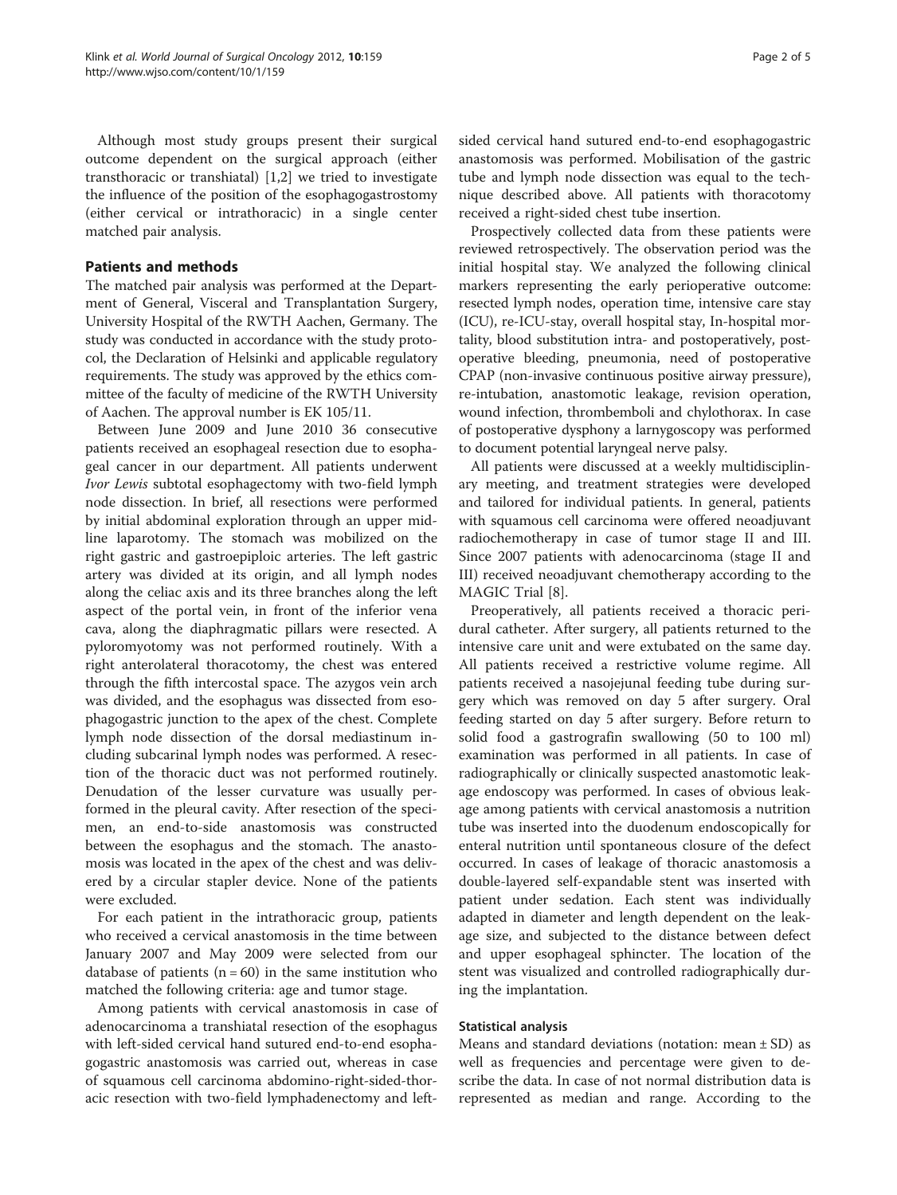Although most study groups present their surgical outcome dependent on the surgical approach (either transthoracic or transhiatal) [1,2] we tried to investigate the influence of the position of the esophagogastrostomy (either cervical or intrathoracic) in a single center matched pair analysis.

## Patients and methods

The matched pair analysis was performed at the Department of General, Visceral and Transplantation Surgery, University Hospital of the RWTH Aachen, Germany. The study was conducted in accordance with the study protocol, the Declaration of Helsinki and applicable regulatory requirements. The study was approved by the ethics committee of the faculty of medicine of the RWTH University of Aachen. The approval number is EK 105/11.

Between June 2009 and June 2010 36 consecutive patients received an esophageal resection due to esophageal cancer in our department. All patients underwent *Ivor Lewis* subtotal esophagectomy with two-field lymph node dissection. In brief, all resections were performed by initial abdominal exploration through an upper midline laparotomy. The stomach was mobilized on the right gastric and gastroepiploic arteries. The left gastric artery was divided at its origin, and all lymph nodes along the celiac axis and its three branches along the left aspect of the portal vein, in front of the inferior vena cava, along the diaphragmatic pillars were resected. A pyloromyotomy was not performed routinely. With a right anterolateral thoracotomy, the chest was entered through the fifth intercostal space. The azygos vein arch was divided, and the esophagus was dissected from esophagogastric junction to the apex of the chest. Complete lymph node dissection of the dorsal mediastinum including subcarinal lymph nodes was performed. A resection of the thoracic duct was not performed routinely. Denudation of the lesser curvature was usually performed in the pleural cavity. After resection of the specimen, an end-to-side anastomosis was constructed between the esophagus and the stomach. The anastomosis was located in the apex of the chest and was delivered by a circular stapler device. None of the patients were excluded.

For each patient in the intrathoracic group, patients who received a cervical anastomosis in the time between January 2007 and May 2009 were selected from our database of patients (n = 60) in the same institution who matched the following criteria: age and tumor stage.

Among patients with cervical anastomosis in case of adenocarcinoma a transhiatal resection of the esophagus with left-sided cervical hand sutured end-to-end esophagogastric anastomosis was carried out, whereas in case of squamous cell carcinoma abdomino-right-sided-thoracic resection with two-field lymphadenectomy and left-sided cervical hand sutured end-to-end esophagogastric anastomosis was performed. Mobilisation of the gastric tube and lymph node dissection was equal to the technique described above. All patients with thoracotomy received a right-sided chest tube insertion.

Prospectively collected data from these patients were reviewed retrospectively. The observation period was the initial hospital stay. We analyzed the following clinical markers representing the early perioperative outcome: resected lymph nodes, operation time, intensive care stay (ICU), re-ICU-stay, overall hospital stay, In-hospital mortality, blood substitution intra- and postoperatively, postoperative bleeding, pneumonia, need of postoperative CPAP (non-invasive continuous positive airway pressure), re-intubation, anastomotic leakage, revision operation, wound infection, thrombemboli and chylothorax. In case of postoperative dysphony a larnygoscopy was performed to document potential laryngeal nerve palsy.

All patients were discussed at a weekly multidisciplinary meeting, and treatment strategies were developed and tailored for individual patients. In general, patients with squamous cell carcinoma were offered neoadjuvant radiochemotherapy in case of tumor stage II and III. Since 2007 patients with adenocarcinoma (stage II and III) received neoadjuvant chemotherapy according to the MAGIC Trial [8].

Preoperatively, all patients received a thoracic peridural catheter. After surgery, all patients returned to the intensive care unit and were extubated on the same day. All patients received a restrictive volume regime. All patients received a nasojejunal feeding tube during surgery which was removed on day 5 after surgery. Oral feeding started on day 5 after surgery. Before return to solid food a gastrografin swallowing (50 to 100 ml) examination was performed in all patients. In case of radiographically or clinically suspected anastomotic leakage endoscopy was performed. In cases of obvious leakage among patients with cervical anastomosis a nutrition tube was inserted into the duodenum endoscopically for enteral nutrition until spontaneous closure of the defect occurred. In cases of leakage of thoracic anastomosis a double-layered self-expandable stent was inserted with patient under sedation. Each stent was individually adapted in diameter and length dependent on the leakage size, and subjected to the distance between defect and upper esophageal sphincter. The location of the stent was visualized and controlled radiographically during the implantation.

### Statistical analysis

Means and standard deviations (notation: mean ± SD) as well as frequencies and percentage were given to describe the data. In case of not normal distribution data is represented as median and range. According to the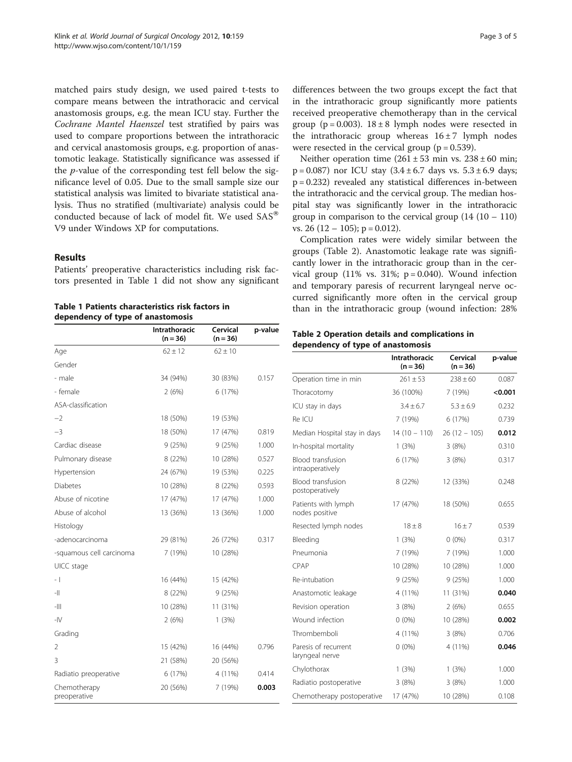matched pairs study design, we used paired t-tests to compare means between the intrathoracic and cervical anastomosis groups, e.g. the mean ICU stay. Further the *Cochrane Mantel Haenszel* test stratified by pairs was used to compare proportions between the intrathoracic and cervical anastomosis groups, e.g. proportion of anastomotic leakage. Statistically significance was assessed if the *p*-value of the corresponding test fell below the significance level of 0.05. Due to the small sample size our statistical analysis was limited to bivariate statistical analysis. Thus no stratified (multivariate) analysis could be conducted because of lack of model fit. We used SAS® V9 under Windows XP for computations.

## Results

Patients' preoperative characteristics including risk factors presented in Table 1 did not show any significant differences between the two groups except the fact that in the intrathoracic group significantly more patients received preoperative chemotherapy than in the cervical group (p = 0.003). 18 ± 8 lymph nodes were resected in the intrathoracic group whereas 16 ± 7 lymph nodes were resected in the cervical group (p = 0.539).

Neither operation time (261 ± 53 min vs. 238 ± 60 min; p = 0.087) nor ICU stay (3.4 ± 6.7 days vs. 5.3 ± 6.9 days; p = 0.232) revealed any statistical differences in-between the intrathoracic and the cervical group. The median hospital stay was significantly lower in the intrathoracic group in comparison to the cervical group (14 (10 – 110) vs. 26 (12 – 105); p = 0.012).

Complication rates were widely similar between the groups (Table 2). Anastomotic leakage rate was significantly lower in the intrathoracic group than in the cervical group (11% vs. 31%; p = 0.040). Wound infection and temporary paresis of recurrent laryngeal nerve occurred significantly more often in the cervical group than in the intrathoracic group (wound infection: 28%

**Table 1 Patients characteristics risk factors in dependency of type of anastomosis**

| | Intrathoracic (n = 36) | Cervical (n = 36) | p-value |
|---|---|---|---|
| Age | 62 ± 12 | 62 ± 10 | |
| Gender | | | |
| - male | 34 (94%) | 30 (83%) | 0.157 |
| - female | 2 (6%) | 6 (17%) | |
| ASA-classification | | | |
| –2 | 18 (50%) | 19 (53%) | |
| –3 | 18 (50%) | 17 (47%) | 0.819 |
| Cardiac disease | 9 (25%) | 9 (25%) | 1.000 |
| Pulmonary disease | 8 (22%) | 10 (28%) | 0.527 |
| Hypertension | 24 (67%) | 19 (53%) | 0.225 |
| Diabetes | 10 (28%) | 8 (22%) | 0.593 |
| Abuse of nicotine | 17 (47%) | 17 (47%) | 1.000 |
| Abuse of alcohol | 13 (36%) | 13 (36%) | 1.000 |
| Histology | | | |
| -adenocarcinoma | 29 (81%) | 26 (72%) | 0.317 |
| -squamous cell carcinoma | 7 (19%) | 10 (28%) | |
| UICC stage | | | |
| - I | 16 (44%) | 15 (42%) | |
| -II | 8 (22%) | 9 (25%) | |
| -III | 10 (28%) | 11 (31%) | |
| -IV | 2 (6%) | 1 (3%) | |
| Grading | | | |
| 2 | 15 (42%) | 16 (44%) | 0.796 |
| 3 | 21 (58%) | 20 (56%) | |
| Radiatio preoperative | 6 (17%) | 4 (11%) | 0.414 |
| Chemotherapy preoperative | 20 (56%) | 7 (19%) | **0.003** |

**Table 2 Operation details and complications in dependency of type of anastomosis**

| | Intrathoracic (n = 36) | Cervical (n = 36) | p-value |
|---|---|---|---|
| Operation time in min | 261 ± 53 | 238 ± 60 | 0.087 |
| Thoracotomy | 36 (100%) | 7 (19%) | **<0.001** |
| ICU stay in days | 3.4 ± 6.7 | 5.3 ± 6.9 | 0.232 |
| Re ICU | 7 (19%) | 6 (17%) | 0.739 |
| Median Hospital stay in days | 14 (10 – 110) | 26 (12 – 105) | **0.012** |
| In-hospital mortality | 1 (3%) | 3 (8%) | 0.310 |
| Blood transfusion intraoperatively | 6 (17%) | 3 (8%) | 0.317 |
| Blood transfusion postoperatively | 8 (22%) | 12 (33%) | 0.248 |
| Patients with lymph nodes positive | 17 (47%) | 18 (50%) | 0.655 |
| Resected lymph nodes | 18 ± 8 | 16 ± 7 | 0.539 |
| Bleeding | 1 (3%) | 0 (0%) | 0.317 |
| Pneumonia | 7 (19%) | 7 (19%) | 1.000 |
| CPAP | 10 (28%) | 10 (28%) | 1.000 |
| Re-intubation | 9 (25%) | 9 (25%) | 1.000 |
| Anastomotic leakage | 4 (11%) | 11 (31%) | **0.040** |
| Revision operation | 3 (8%) | 2 (6%) | 0.655 |
| Wound infection | 0 (0%) | 10 (28%) | **0.002** |
| Thrombemboli | 4 (11%) | 3 (8%) | 0.706 |
| Paresis of recurrent laryngeal nerve | 0 (0%) | 4 (11%) | **0.046** |
| Chylothorax | 1 (3%) | 1 (3%) | 1.000 |
| Radiatio postoperative | 3 (8%) | 3 (8%) | 1.000 |
| Chemotherapy postoperative | 17 (47%) | 10 (28%) | 0.108 |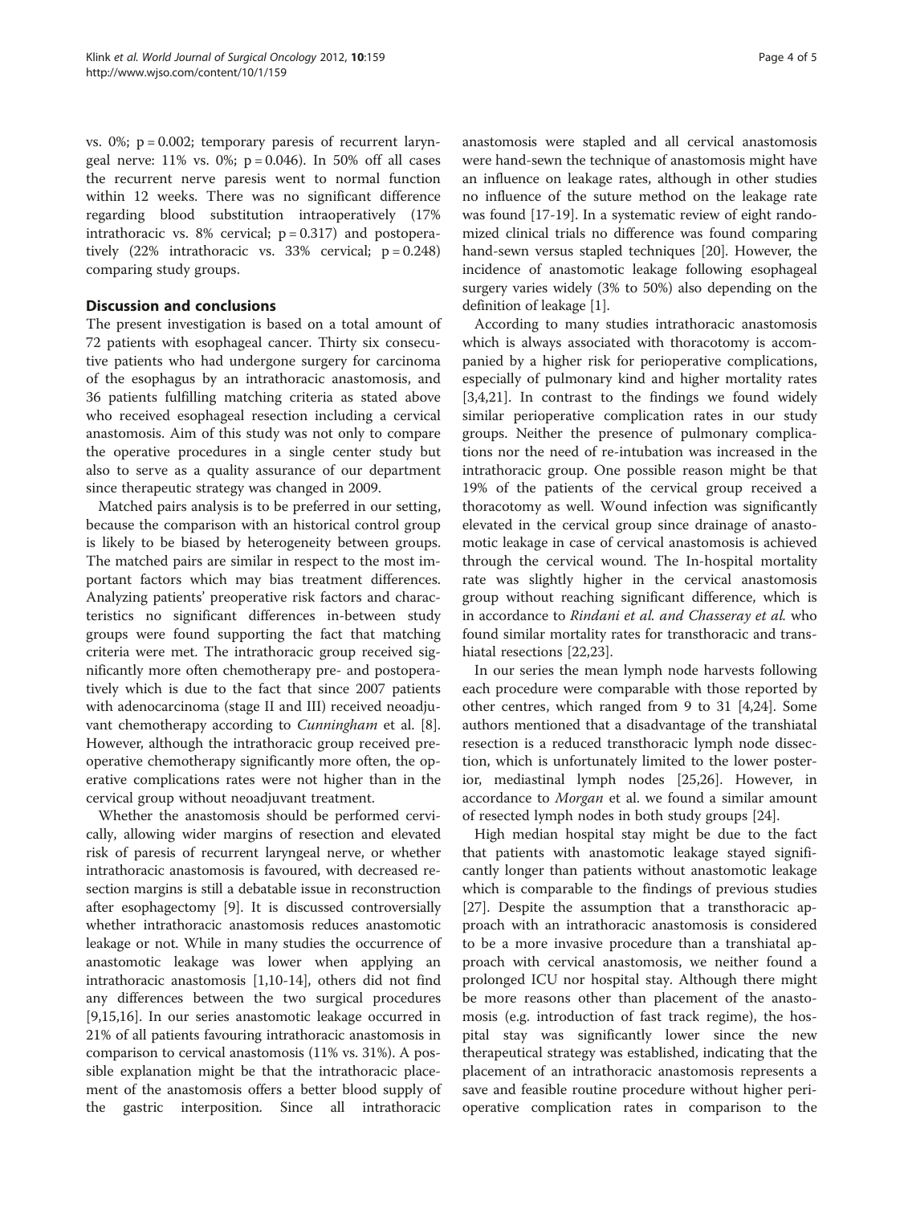vs. 0%; $p = 0.002$; temporary paresis of recurrent laryngeal nerve: 11% vs. 0%; $p = 0.046$). In 50% off all cases the recurrent nerve paresis went to normal function within 12 weeks. There was no significant difference regarding blood substitution intraoperatively (17% intrathoracic vs. 8% cervical; $p = 0.317$) and postoperatively (22% intrathoracic vs. 33% cervical; $p = 0.248$) comparing study groups.

## Discussion and conclusions

The present investigation is based on a total amount of 72 patients with esophageal cancer. Thirty six consecutive patients who had undergone surgery for carcinoma of the esophagus by an intrathoracic anastomosis, and 36 patients fulfilling matching criteria as stated above who received esophageal resection including a cervical anastomosis. Aim of this study was not only to compare the operative procedures in a single center study but also to serve as a quality assurance of our department since therapeutic strategy was changed in 2009.

Matched pairs analysis is to be preferred in our setting, because the comparison with an historical control group is likely to be biased by heterogeneity between groups. The matched pairs are similar in respect to the most important factors which may bias treatment differences. Analyzing patients' preoperative risk factors and characteristics no significant differences in-between study groups were found supporting the fact that matching criteria were met. The intrathoracic group received significantly more often chemotherapy pre- and postoperatively which is due to the fact that since 2007 patients with adenocarcinoma (stage II and III) received neoadjuvant chemotherapy according to *Cunningham* et al. [8]. However, although the intrathoracic group received preoperative chemotherapy significantly more often, the operative complications rates were not higher than in the cervical group without neoadjuvant treatment.

Whether the anastomosis should be performed cervically, allowing wider margins of resection and elevated risk of paresis of recurrent laryngeal nerve, or whether intrathoracic anastomosis is favoured, with decreased resection margins is still a debatable issue in reconstruction after esophagectomy [9]. It is discussed controversially whether intrathoracic anastomosis reduces anastomotic leakage or not. While in many studies the occurrence of anastomotic leakage was lower when applying an intrathoracic anastomosis [1,10-14], others did not find any differences between the two surgical procedures [9,15,16]. In our series anastomotic leakage occurred in 21% of all patients favouring intrathoracic anastomosis in comparison to cervical anastomosis (11% vs. 31%). A possible explanation might be that the intrathoracic placement of the anastomosis offers a better blood supply of the gastric interposition. Since all intrathoracic anastomosis were stapled and all cervical anastomosis were hand-sewn the technique of anastomosis might have an influence on leakage rates, although in other studies no influence of the suture method on the leakage rate was found [17-19]. In a systematic review of eight randomized clinical trials no difference was found comparing hand-sewn versus stapled techniques [20]. However, the incidence of anastomotic leakage following esophageal surgery varies widely (3% to 50%) also depending on the definition of leakage [1].

According to many studies intrathoracic anastomosis which is always associated with thoracotomy is accompanied by a higher risk for perioperative complications, especially of pulmonary kind and higher mortality rates [3,4,21]. In contrast to the findings we found widely similar perioperative complication rates in our study groups. Neither the presence of pulmonary complications nor the need of re-intubation was increased in the intrathoracic group. One possible reason might be that 19% of the patients of the cervical group received a thoracotomy as well. Wound infection was significantly elevated in the cervical group since drainage of anastomotic leakage in case of cervical anastomosis is achieved through the cervical wound. The In-hospital mortality rate was slightly higher in the cervical anastomosis group without reaching significant difference, which is in accordance to *Rindani et al. and Chasseray et al.* who found similar mortality rates for transthoracic and transhiatal resections [22,23].

In our series the mean lymph node harvests following each procedure were comparable with those reported by other centres, which ranged from 9 to 31 [4,24]. Some authors mentioned that a disadvantage of the transhiatal resection is a reduced transthoracic lymph node dissection, which is unfortunately limited to the lower posterior, mediastinal lymph nodes [25,26]. However, in accordance to *Morgan* et al. we found a similar amount of resected lymph nodes in both study groups [24].

High median hospital stay might be due to the fact that patients with anastomotic leakage stayed significantly longer than patients without anastomotic leakage which is comparable to the findings of previous studies [27]. Despite the assumption that a transthoracic approach with an intrathoracic anastomosis is considered to be a more invasive procedure than a transhiatal approach with cervical anastomosis, we neither found a prolonged ICU nor hospital stay. Although there might be more reasons other than placement of the anastomosis (e.g. introduction of fast track regime), the hospital stay was significantly lower since the new therapeutical strategy was established, indicating that the placement of an intrathoracic anastomosis represents a save and feasible routine procedure without higher perioperative complication rates in comparison to the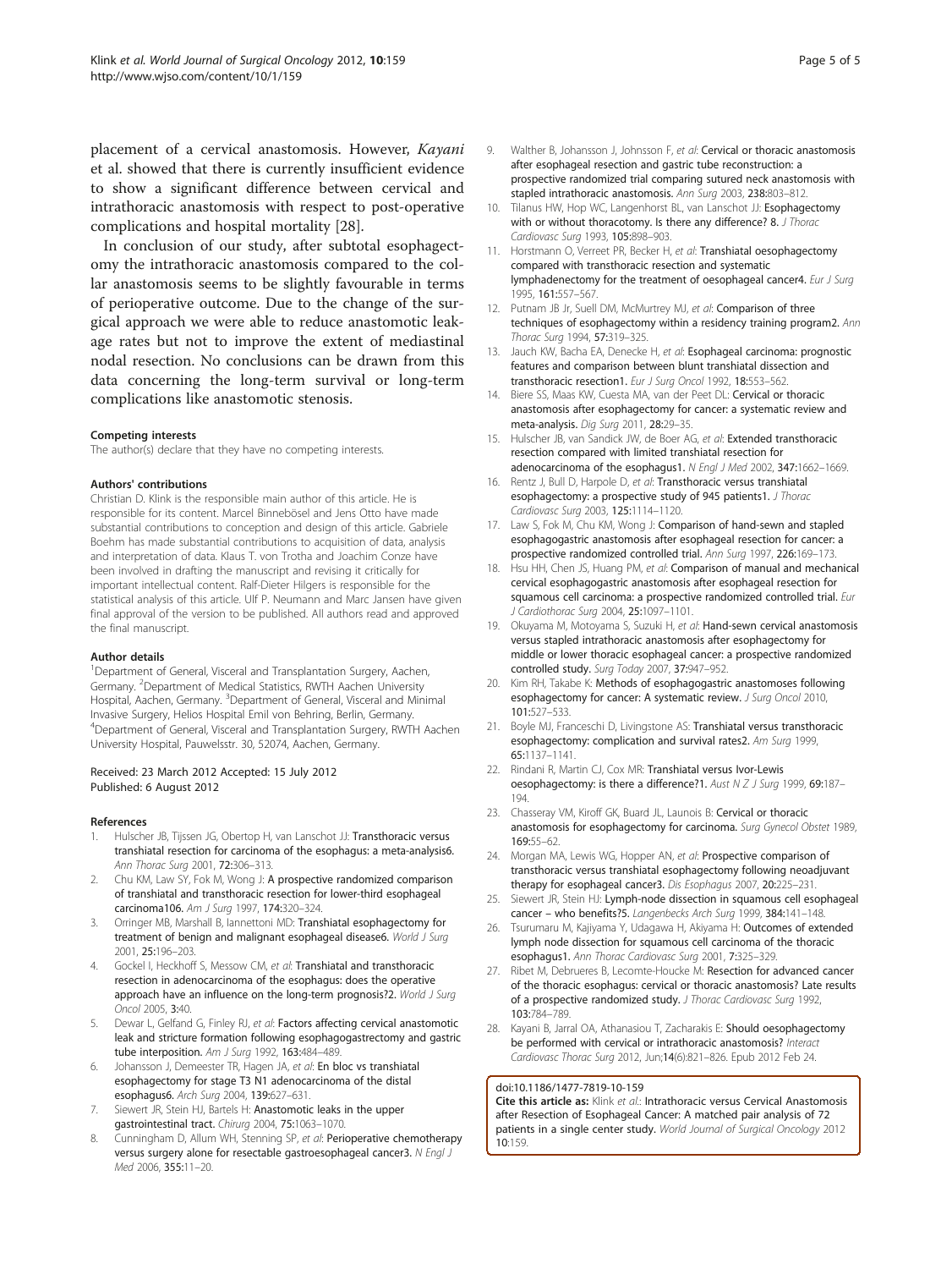placement of a cervical anastomosis. However, *Kayani* et al. showed that there is currently insufficient evidence to show a significant difference between cervical and intrathoracic anastomosis with respect to post-operative complications and hospital mortality [28].

In conclusion of our study, after subtotal esophagectomy the intrathoracic anastomosis compared to the collar anastomosis seems to be slightly favourable in terms of perioperative outcome. Due to the change of the surgical approach we were able to reduce anastomotic leakage rates but not to improve the extent of mediastinal nodal resection. No conclusions can be drawn from this data concerning the long-term survival or long-term complications like anastomotic stenosis.

#### Competing interests

The author(s) declare that they have no competing interests.

#### Authors' contributions

Christian D. Klink is the responsible main author of this article. He is responsible for its content. Marcel Binnebösel and Jens Otto have made substantial contributions to conception and design of this article. Gabriele Boehm has made substantial contributions to acquisition of data, analysis and interpretation of data. Klaus T. von Trotha and Joachim Conze have been involved in drafting the manuscript and revising it critically for important intellectual content. Ralf-Dieter Hilgers is responsible for the statistical analysis of this article. Ulf P. Neumann and Marc Jansen have given final approval of the version to be published. All authors read and approved the final manuscript.

#### Author details

[1]Department of General, Visceral and Transplantation Surgery, Aachen, Germany. [2]Department of Medical Statistics, RWTH Aachen University Hospital, Aachen, Germany. [3]Department of General, Visceral and Minimal Invasive Surgery, Helios Hospital Emil von Behring, Berlin, Germany. [4]Department of General, Visceral and Transplantation Surgery, RWTH Aachen University Hospital, Pauwelsstr. 30, 52074, Aachen, Germany.

Received: 23 March 2012 Accepted: 15 July 2012
Published: 6 August 2012

#### References

1. Hulscher JB, Tijssen JG, Obertop H, van Lanschot JJ: **Transthoracic versus transhiatal resection for carcinoma of the esophagus: a meta-analysis6.** *Ann Thorac Surg* 2001, **72:**306–313.
2. Chu KM, Law SY, Fok M, Wong J: **A prospective randomized comparison of transhiatal and transthoracic resection for lower-third esophageal carcinoma106.** *Am J Surg* 1997, **174:**320–324.
3. Orringer MB, Marshall B, Iannettoni MD: **Transhiatal esophagectomy for treatment of benign and malignant esophageal disease6.** *World J Surg* 2001, **25:**196–203.
4. Gockel I, Heckhoff S, Messow CM, *et al*: **Transhiatal and transthoracic resection in adenocarcinoma of the esophagus: does the operative approach have an influence on the long-term prognosis?2.** *World J Surg Oncol* 2005, **3:**40.
5. Dewar L, Gelfand G, Finley RJ, *et al*: **Factors affecting cervical anastomotic leak and stricture formation following esophagogastrectomy and gastric tube interposition.** *Am J Surg* 1992, **163:**484–489.
6. Johansson J, Demeester TR, Hagen JA, *et al*: **En bloc vs transhiatal esophagectomy for stage T3 N1 adenocarcinoma of the distal esophagus6.** *Arch Surg* 2004, **139:**627–631.
7. Siewert JR, Stein HJ, Bartels H: **Anastomotic leaks in the upper gastrointestinal tract.** *Chirurg* 2004, **75:**1063–1070.
8. Cunningham D, Allum WH, Stenning SP, *et al*: **Perioperative chemotherapy versus surgery alone for resectable gastroesophageal cancer3.** *N Engl J Med* 2006, **355:**11–20.
9. Walther B, Johansson J, Johnsson F, *et al*: **Cervical or thoracic anastomosis after esophageal resection and gastric tube reconstruction: a prospective randomized trial comparing sutured neck anastomosis with stapled intrathoracic anastomosis.** *Ann Surg* 2003, **238:**803–812.
10. Tilanus HW, Hop WC, Langenhorst BL, van Lanschot JJ: **Esophagectomy with or without thoracotomy. Is there any difference? 8.** *J Thorac Cardiovasc Surg* 1993, **105:**898–903.
11. Horstmann O, Verreet PR, Becker H, *et al*: **Transhiatal oesophagectomy compared with transthoracic resection and systematic lymphadenectomy for the treatment of oesophageal cancer4.** *Eur J Surg* 1995, **161:**557–567.
12. Putnam JB Jr, Suell DM, McMurtrey MJ, *et al*: **Comparison of three techniques of esophagectomy within a residency training program2.** *Ann Thorac Surg* 1994, **57:**319–325.
13. Jauch KW, Bacha EA, Denecke H, *et al*: **Esophageal carcinoma: prognostic features and comparison between blunt transhiatal dissection and transthoracic resection1.** *Eur J Surg Oncol* 1992, **18:**553–562.
14. Biere SS, Maas KW, Cuesta MA, van der Peet DL: **Cervical or thoracic anastomosis after esophagectomy for cancer: a systematic review and meta-analysis.** *Dig Surg* 2011, **28:**29–35.
15. Hulscher JB, van Sandick JW, de Boer AG, *et al*: **Extended transthoracic resection compared with limited transhiatal resection for adenocarcinoma of the esophagus1.** *N Engl J Med* 2002, **347:**1662–1669.
16. Rentz J, Bull D, Harpole D, *et al*: **Transthoracic versus transhiatal esophagectomy: a prospective study of 945 patients1.** *J Thorac Cardiovasc Surg* 2003, **125:**1114–1120.
17. Law S, Fok M, Chu KM, Wong J: **Comparison of hand-sewn and stapled esophagogastric anastomosis after esophageal resection for cancer: a prospective randomized controlled trial.** *Ann Surg* 1997, **226:**169–173.
18. Hsu HH, Chen JS, Huang PM, *et al*: **Comparison of manual and mechanical cervical esophagogastric anastomosis after esophageal resection for squamous cell carcinoma: a prospective randomized controlled trial.** *Eur J Cardiothorac Surg* 2004, **25:**1097–1101.
19. Okuyama M, Motoyama S, Suzuki H, *et al*: **Hand-sewn cervical anastomosis versus stapled intrathoracic anastomosis after esophagectomy for middle or lower thoracic esophageal cancer: a prospective randomized controlled study.** *Surg Today* 2007, **37:**947–952.
20. Kim RH, Takabe K: **Methods of esophagogastric anastomoses following esophagectomy for cancer: A systematic review.** *J Surg Oncol* 2010, **101:**527–533.
21. Boyle MJ, Franceschi D, Livingstone AS: **Transhiatal versus transthoracic esophagectomy: complication and survival rates2.** *Am Surg* 1999, **65:**1137–1141.
22. Rindani R, Martin CJ, Cox MR: **Transhiatal versus Ivor-Lewis oesophagectomy: is there a difference?1.** *Aust N Z J Surg* 1999, **69:**187–194.
23. Chasseray VM, Kiroff GK, Buard JL, Launois B: **Cervical or thoracic anastomosis for esophagectomy for carcinoma.** *Surg Gynecol Obstet* 1989, **169:**55–62.
24. Morgan MA, Lewis WG, Hopper AN, *et al*: **Prospective comparison of transthoracic versus transhiatal esophagectomy following neoadjuvant therapy for esophageal cancer3.** *Dis Esophagus* 2007, **20:**225–231.
25. Siewert JR, Stein HJ: **Lymph-node dissection in squamous cell esophageal cancer – who benefits?5.** *Langenbecks Arch Surg* 1999, **384:**141–148.
26. Tsurumaru M, Kajiyama Y, Udagawa H, Akiyama H: **Outcomes of extended lymph node dissection for squamous cell carcinoma of the thoracic esophagus1.** *Ann Thorac Cardiovasc Surg* 2001, **7:**325–329.
27. Ribet M, Debrueres B, Lecomte-Houcke M: **Resection for advanced cancer of the thoracic esophagus: cervical or thoracic anastomosis? Late results of a prospective randomized study.** *J Thorac Cardiovasc Surg* 1992, **103:**784–789.
28. Kayani B, Jarral OA, Athanasiou T, Zacharakis E: **Should oesophagectomy be performed with cervical or intrathoracic anastomosis?** *Interact Cardiovasc Thorac Surg* 2012, Jun;14(6):821–826. Epub 2012 Feb 24.

doi:10.1186/1477-7819-10-159
**Cite this article as:** Klink *et al.*: Intrathoracic versus Cervical Anastomosis after Resection of Esophageal Cancer: A matched pair analysis of 72 patients in a single center study. *World Journal of Surgical Oncology* 2012 **10**:159.